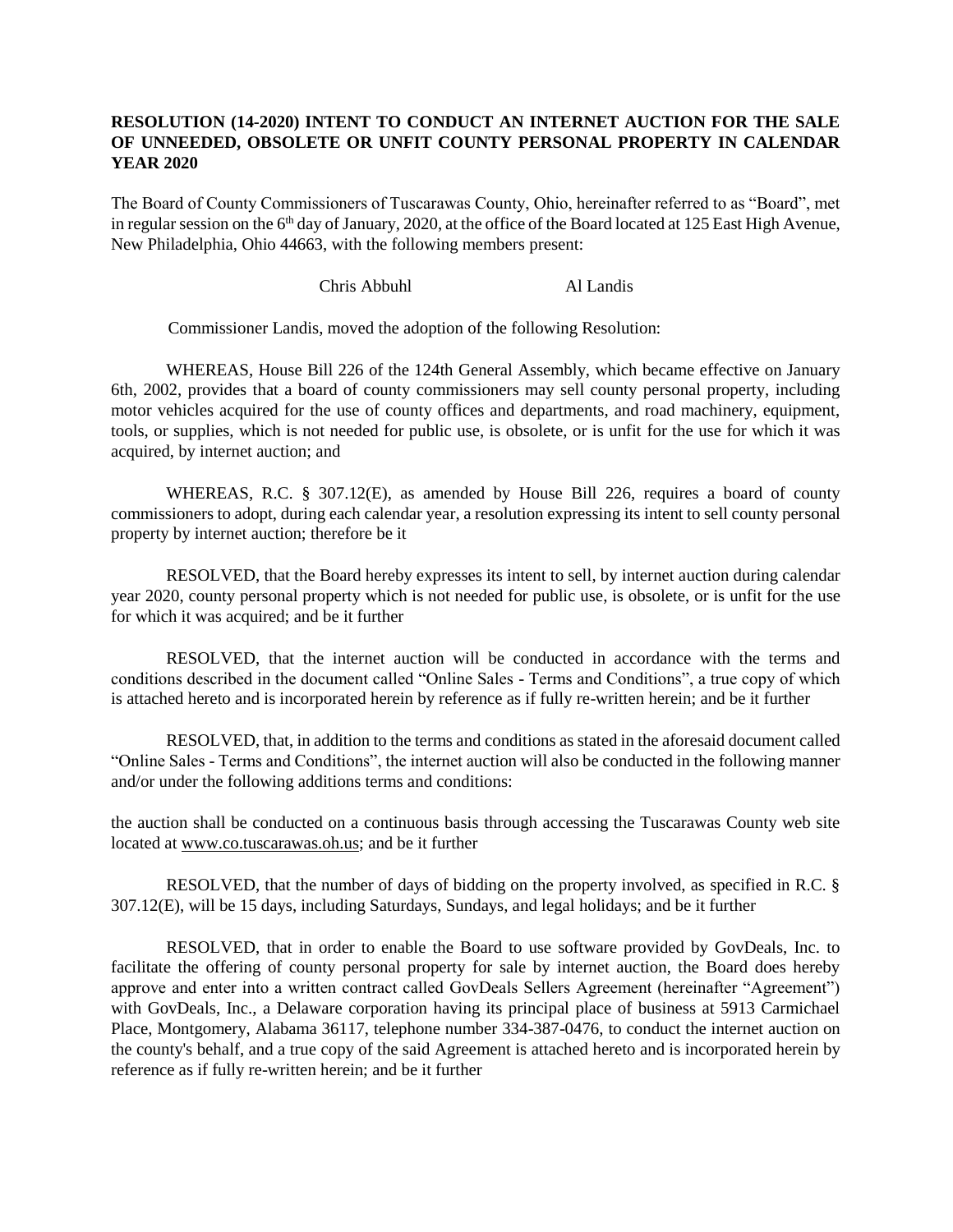**RESOLUTION (14-2020) INTENT TO CONDUCT AN INTERNET AUCTION FOR THE SALE OF UNNEEDED, OBSOLETE OR UNFIT COUNTY PERSONAL PROPERTY IN CALENDAR YEAR 2020**

The Board of County Commissioners of Tuscarawas County, Ohio, hereinafter referred to as "Board", met in regular session on the 6th day of January, 2020, at the office of the Board located at 125 East High Avenue, New Philadelphia, Ohio 44663, with the following members present:

Chris Abbuhl　　　　Al Landis

Commissioner Landis, moved the adoption of the following Resolution:

WHEREAS, House Bill 226 of the 124th General Assembly, which became effective on January 6th, 2002, provides that a board of county commissioners may sell county personal property, including motor vehicles acquired for the use of county offices and departments, and road machinery, equipment, tools, or supplies, which is not needed for public use, is obsolete, or is unfit for the use for which it was acquired, by internet auction; and

WHEREAS, R.C. § 307.12(E), as amended by House Bill 226, requires a board of county commissioners to adopt, during each calendar year, a resolution expressing its intent to sell county personal property by internet auction; therefore be it

RESOLVED, that the Board hereby expresses its intent to sell, by internet auction during calendar year 2020, county personal property which is not needed for public use, is obsolete, or is unfit for the use for which it was acquired; and be it further

RESOLVED, that the internet auction will be conducted in accordance with the terms and conditions described in the document called "Online Sales - Terms and Conditions", a true copy of which is attached hereto and is incorporated herein by reference as if fully re-written herein; and be it further

RESOLVED, that, in addition to the terms and conditions as stated in the aforesaid document called "Online Sales - Terms and Conditions", the internet auction will also be conducted in the following manner and/or under the following additions terms and conditions:

the auction shall be conducted on a continuous basis through accessing the Tuscarawas County web site located at www.co.tuscarawas.oh.us; and be it further

RESOLVED, that the number of days of bidding on the property involved, as specified in R.C. § 307.12(E), will be 15 days, including Saturdays, Sundays, and legal holidays; and be it further

RESOLVED, that in order to enable the Board to use software provided by GovDeals, Inc. to facilitate the offering of county personal property for sale by internet auction, the Board does hereby approve and enter into a written contract called GovDeals Sellers Agreement (hereinafter "Agreement") with GovDeals, Inc., a Delaware corporation having its principal place of business at 5913 Carmichael Place, Montgomery, Alabama 36117, telephone number 334-387-0476, to conduct the internet auction on the county's behalf, and a true copy of the said Agreement is attached hereto and is incorporated herein by reference as if fully re-written herein; and be it further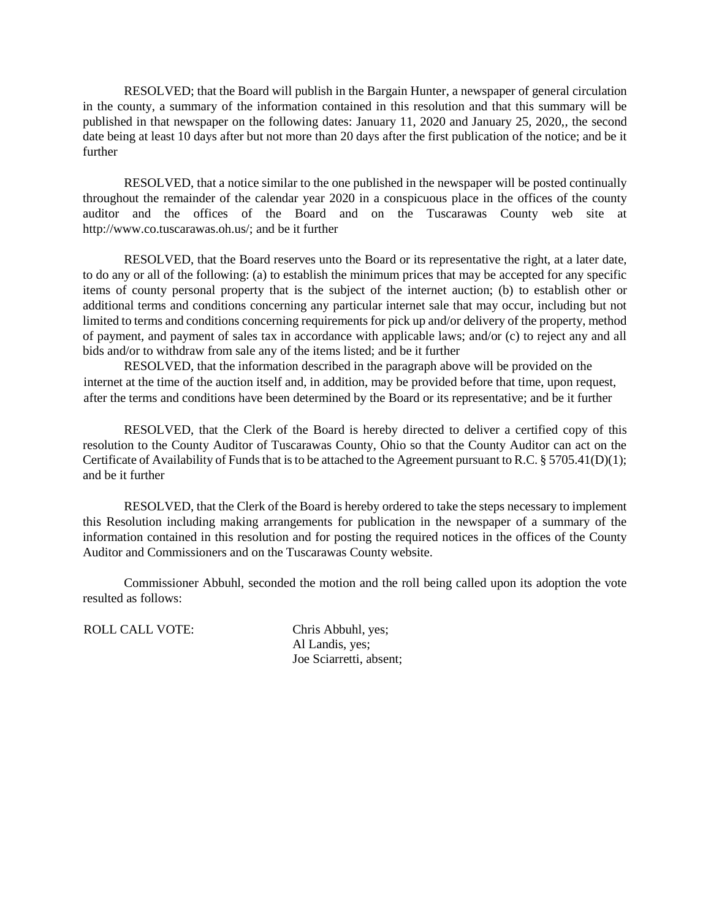RESOLVED; that the Board will publish in the Bargain Hunter, a newspaper of general circulation in the county, a summary of the information contained in this resolution and that this summary will be published in that newspaper on the following dates: January 11, 2020 and January 25, 2020,, the second date being at least 10 days after but not more than 20 days after the first publication of the notice; and be it further

RESOLVED, that a notice similar to the one published in the newspaper will be posted continually throughout the remainder of the calendar year 2020 in a conspicuous place in the offices of the county auditor and the offices of the Board and on the Tuscarawas County web site at http://www.co.tuscarawas.oh.us/; and be it further

RESOLVED, that the Board reserves unto the Board or its representative the right, at a later date, to do any or all of the following: (a) to establish the minimum prices that may be accepted for any specific items of county personal property that is the subject of the internet auction; (b) to establish other or additional terms and conditions concerning any particular internet sale that may occur, including but not limited to terms and conditions concerning requirements for pick up and/or delivery of the property, method of payment, and payment of sales tax in accordance with applicable laws; and/or (c) to reject any and all bids and/or to withdraw from sale any of the items listed; and be it further

RESOLVED, that the information described in the paragraph above will be provided on the internet at the time of the auction itself and, in addition, may be provided before that time, upon request, after the terms and conditions have been determined by the Board or its representative; and be it further

RESOLVED, that the Clerk of the Board is hereby directed to deliver a certified copy of this resolution to the County Auditor of Tuscarawas County, Ohio so that the County Auditor can act on the Certificate of Availability of Funds that is to be attached to the Agreement pursuant to R.C. § 5705.41(D)(1); and be it further

RESOLVED, that the Clerk of the Board is hereby ordered to take the steps necessary to implement this Resolution including making arrangements for publication in the newspaper of a summary of the information contained in this resolution and for posting the required notices in the offices of the County Auditor and Commissioners and on the Tuscarawas County website.

Commissioner Abbuhl, seconded the motion and the roll being called upon its adoption the vote resulted as follows:

ROLL CALL VOTE:

Chris Abbuhl, yes;
Al Landis, yes;
Joe Sciarretti, absent;